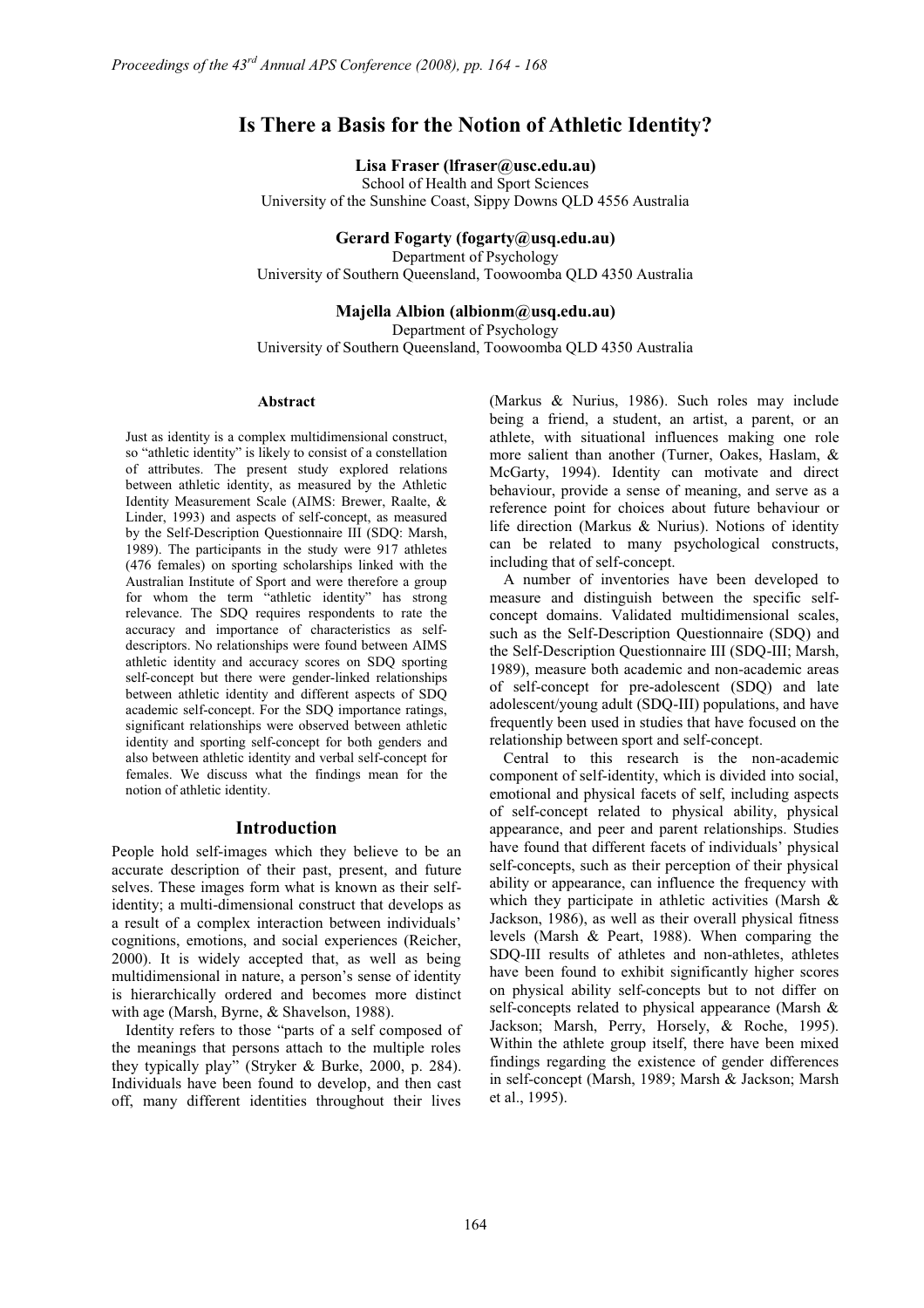# Is There a Basis for the Notion of Athletic Identity?

**Lisa Fraser (lfraser@usc.edu.au)**
School of Health and Sport Sciences
University of the Sunshine Coast, Sippy Downs QLD 4556 Australia

**Gerard Fogarty (fogarty@usq.edu.au)**
Department of Psychology
University of Southern Queensland, Toowoomba QLD 4350 Australia

**Majella Albion (albionm@usq.edu.au)**
Department of Psychology
University of Southern Queensland, Toowoomba QLD 4350 Australia

### Abstract

Just as identity is a complex multidimensional construct, so "athletic identity" is likely to consist of a constellation of attributes. The present study explored relations between athletic identity, as measured by the Athletic Identity Measurement Scale (AIMS: Brewer, Raalte, & Linder, 1993) and aspects of self-concept, as measured by the Self-Description Questionnaire III (SDQ: Marsh, 1989). The participants in the study were 917 athletes (476 females) on sporting scholarships linked with the Australian Institute of Sport and were therefore a group for whom the term "athletic identity" has strong relevance. The SDQ requires respondents to rate the accuracy and importance of characteristics as self-descriptors. No relationships were found between AIMS athletic identity and accuracy scores on SDQ sporting self-concept but there were gender-linked relationships between athletic identity and different aspects of SDQ academic self-concept. For the SDQ importance ratings, significant relationships were observed between athletic identity and sporting self-concept for both genders and also between athletic identity and verbal self-concept for females. We discuss what the findings mean for the notion of athletic identity.

## Introduction

People hold self-images which they believe to be an accurate description of their past, present, and future selves. These images form what is known as their self-identity; a multi-dimensional construct that develops as a result of a complex interaction between individuals' cognitions, emotions, and social experiences (Reicher, 2000). It is widely accepted that, as well as being multidimensional in nature, a person's sense of identity is hierarchically ordered and becomes more distinct with age (Marsh, Byrne, & Shavelson, 1988).

Identity refers to those "parts of a self composed of the meanings that persons attach to the multiple roles they typically play" (Stryker & Burke, 2000, p. 284). Individuals have been found to develop, and then cast off, many different identities throughout their lives (Markus & Nurius, 1986). Such roles may include being a friend, a student, an artist, a parent, or an athlete, with situational influences making one role more salient than another (Turner, Oakes, Haslam, & McGarty, 1994). Identity can motivate and direct behaviour, provide a sense of meaning, and serve as a reference point for choices about future behaviour or life direction (Markus & Nurius). Notions of identity can be related to many psychological constructs, including that of self-concept.

A number of inventories have been developed to measure and distinguish between the specific self-concept domains. Validated multidimensional scales, such as the Self-Description Questionnaire (SDQ) and the Self-Description Questionnaire III (SDQ-III; Marsh, 1989), measure both academic and non-academic areas of self-concept for pre-adolescent (SDQ) and late adolescent/young adult (SDQ-III) populations, and have frequently been used in studies that have focused on the relationship between sport and self-concept.

Central to this research is the non-academic component of self-identity, which is divided into social, emotional and physical facets of self, including aspects of self-concept related to physical ability, physical appearance, and peer and parent relationships. Studies have found that different facets of individuals' physical self-concepts, such as their perception of their physical ability or appearance, can influence the frequency with which they participate in athletic activities (Marsh & Jackson, 1986), as well as their overall physical fitness levels (Marsh & Peart, 1988). When comparing the SDQ-III results of athletes and non-athletes, athletes have been found to exhibit significantly higher scores on physical ability self-concepts but to not differ on self-concepts related to physical appearance (Marsh & Jackson; Marsh, Perry, Horsely, & Roche, 1995). Within the athlete group itself, there have been mixed findings regarding the existence of gender differences in self-concept (Marsh, 1989; Marsh & Jackson; Marsh et al., 1995).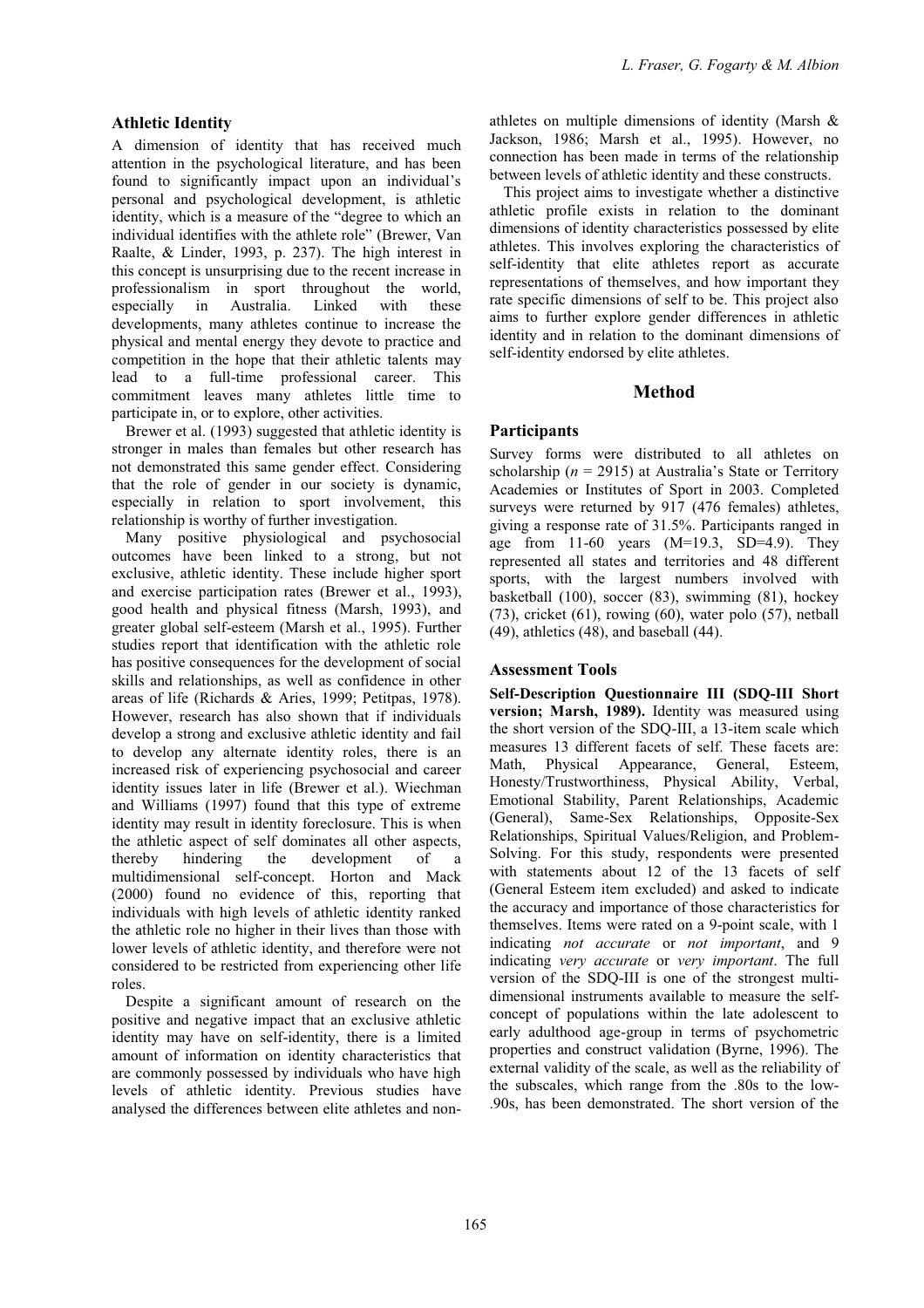## Athletic Identity

A dimension of identity that has received much attention in the psychological literature, and has been found to significantly impact upon an individual's personal and psychological development, is athletic identity, which is a measure of the "degree to which an individual identifies with the athlete role" (Brewer, Van Raalte, & Linder, 1993, p. 237). The high interest in this concept is unsurprising due to the recent increase in professionalism in sport throughout the world, especially in Australia. Linked with these developments, many athletes continue to increase the physical and mental energy they devote to practice and competition in the hope that their athletic talents may lead to a full-time professional career. This commitment leaves many athletes little time to participate in, or to explore, other activities.

Brewer et al. (1993) suggested that athletic identity is stronger in males than females but other research has not demonstrated this same gender effect. Considering that the role of gender in our society is dynamic, especially in relation to sport involvement, this relationship is worthy of further investigation.

Many positive physiological and psychosocial outcomes have been linked to a strong, but not exclusive, athletic identity. These include higher sport and exercise participation rates (Brewer et al., 1993), good health and physical fitness (Marsh, 1993), and greater global self-esteem (Marsh et al., 1995). Further studies report that identification with the athletic role has positive consequences for the development of social skills and relationships, as well as confidence in other areas of life (Richards & Aries, 1999; Petitpas, 1978). However, research has also shown that if individuals develop a strong and exclusive athletic identity and fail to develop any alternate identity roles, there is an increased risk of experiencing psychosocial and career identity issues later in life (Brewer et al.). Wiechman and Williams (1997) found that this type of extreme identity may result in identity foreclosure. This is when the athletic aspect of self dominates all other aspects, thereby hindering the development of a multidimensional self-concept. Horton and Mack (2000) found no evidence of this, reporting that individuals with high levels of athletic identity ranked the athletic role no higher in their lives than those with lower levels of athletic identity, and therefore were not considered to be restricted from experiencing other life roles.

Despite a significant amount of research on the positive and negative impact that an exclusive athletic identity may have on self-identity, there is a limited amount of information on identity characteristics that are commonly possessed by individuals who have high levels of athletic identity. Previous studies have analysed the differences between elite athletes and non-athletes on multiple dimensions of identity (Marsh & Jackson, 1986; Marsh et al., 1995). However, no connection has been made in terms of the relationship between levels of athletic identity and these constructs.

This project aims to investigate whether a distinctive athletic profile exists in relation to the dominant dimensions of identity characteristics possessed by elite athletes. This involves exploring the characteristics of self-identity that elite athletes report as accurate representations of themselves, and how important they rate specific dimensions of self to be. This project also aims to further explore gender differences in athletic identity and in relation to the dominant dimensions of self-identity endorsed by elite athletes.

# Method

## Participants

Survey forms were distributed to all athletes on scholarship ($n$ = 2915) at Australia's State or Territory Academies or Institutes of Sport in 2003. Completed surveys were returned by 917 (476 females) athletes, giving a response rate of 31.5%. Participants ranged in age from 11-60 years (M=19.3, SD=4.9). They represented all states and territories and 48 different sports, with the largest numbers involved with basketball (100), soccer (83), swimming (81), hockey (73), cricket (61), rowing (60), water polo (57), netball (49), athletics (48), and baseball (44).

## Assessment Tools

**Self-Description Questionnaire III (SDQ-III Short version; Marsh, 1989).** Identity was measured using the short version of the SDQ-III, a 13-item scale which measures 13 different facets of self. These facets are: Math, Physical Appearance, General, Esteem, Honesty/Trustworthiness, Physical Ability, Verbal, Emotional Stability, Parent Relationships, Academic (General), Same-Sex Relationships, Opposite-Sex Relationships, Spiritual Values/Religion, and Problem-Solving. For this study, respondents were presented with statements about 12 of the 13 facets of self (General Esteem item excluded) and asked to indicate the accuracy and importance of those characteristics for themselves. Items were rated on a 9-point scale, with 1 indicating *not accurate* or *not important*, and 9 indicating *very accurate* or *very important*. The full version of the SDQ-III is one of the strongest multi-dimensional instruments available to measure the self-concept of populations within the late adolescent to early adulthood age-group in terms of psychometric properties and construct validation (Byrne, 1996). The external validity of the scale, as well as the reliability of the subscales, which range from the .80s to the low-.90s, has been demonstrated. The short version of the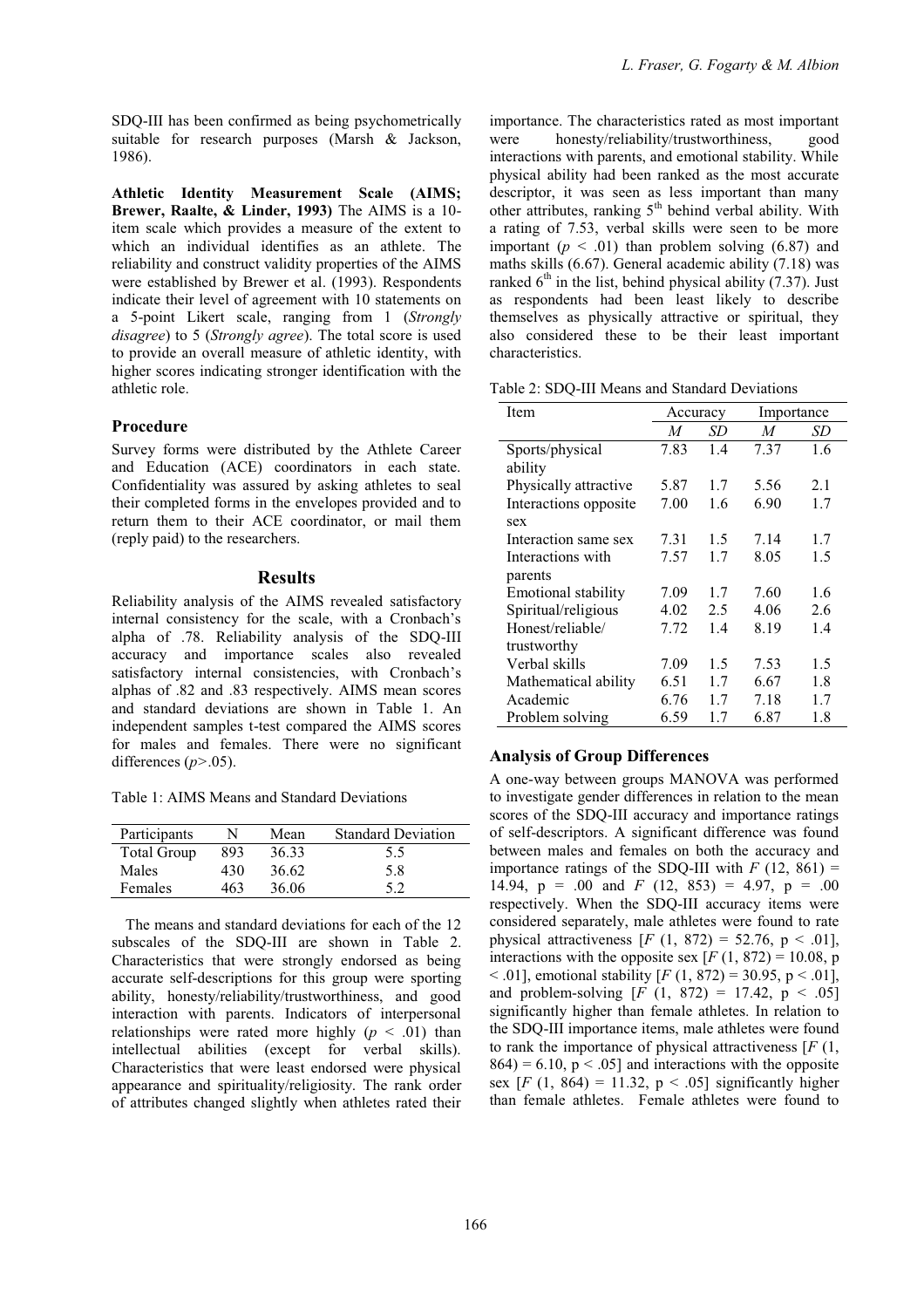SDQ-III has been confirmed as being psychometrically suitable for research purposes (Marsh & Jackson, 1986).

**Athletic Identity Measurement Scale (AIMS; Brewer, Raalte, & Linder, 1993)** The AIMS is a 10-item scale which provides a measure of the extent to which an individual identifies as an athlete. The reliability and construct validity properties of the AIMS were established by Brewer et al. (1993). Respondents indicate their level of agreement with 10 statements on a 5-point Likert scale, ranging from 1 (*Strongly disagree*) to 5 (*Strongly agree*). The total score is used to provide an overall measure of athletic identity, with higher scores indicating stronger identification with the athletic role.

## Procedure

Survey forms were distributed by the Athlete Career and Education (ACE) coordinators in each state. Confidentiality was assured by asking athletes to seal their completed forms in the envelopes provided and to return them to their ACE coordinator, or mail them (reply paid) to the researchers.

# Results

Reliability analysis of the AIMS revealed satisfactory internal consistency for the scale, with a Cronbach's alpha of .78. Reliability analysis of the SDQ-III accuracy and importance scales also revealed satisfactory internal consistencies, with Cronbach's alphas of .82 and .83 respectively. AIMS mean scores and standard deviations are shown in Table 1. An independent samples t-test compared the AIMS scores for males and females. There were no significant differences ($p > .05$).

Table 1: AIMS Means and Standard Deviations

| Participants | N | Mean | Standard Deviation |
|---|---|---|---|
| Total Group | 893 | 36.33 | 5.5 |
| Males | 430 | 36.62 | 5.8 |
| Females | 463 | 36.06 | 5.2 |

The means and standard deviations for each of the 12 subscales of the SDQ-III are shown in Table 2. Characteristics that were strongly endorsed as being accurate self-descriptions for this group were sporting ability, honesty/reliability/trustworthiness, and good interaction with parents. Indicators of interpersonal relationships were rated more highly ($p < .01$) than intellectual abilities (except for verbal skills). Characteristics that were least endorsed were physical appearance and spirituality/religiosity. The rank order of attributes changed slightly when athletes rated their importance. The characteristics rated as most important were honesty/reliability/trustworthiness, good interactions with parents, and emotional stability. While physical ability had been ranked as the most accurate descriptor, it was seen as less important than many other attributes, ranking 5th behind verbal ability. With a rating of 7.53, verbal skills were seen to be more important ($p < .01$) than problem solving (6.87) and maths skills (6.67). General academic ability (7.18) was ranked 6th in the list, behind physical ability (7.37). Just as respondents had been least likely to describe themselves as physically attractive or spiritual, they also considered these to be their least important characteristics.

Table 2: SDQ-III Means and Standard Deviations

| Item | Accuracy | | Importance | |
|---|---|---|---|---|
| | *M* | *SD* | *M* | *SD* |
| Sports/physical ability | 7.83 | 1.4 | 7.37 | 1.6 |
| Physically attractive | 5.87 | 1.7 | 5.56 | 2.1 |
| Interactions opposite sex | 7.00 | 1.6 | 6.90 | 1.7 |
| Interaction same sex | 7.31 | 1.5 | 7.14 | 1.7 |
| Interactions with parents | 7.57 | 1.7 | 8.05 | 1.5 |
| Emotional stability | 7.09 | 1.7 | 7.60 | 1.6 |
| Spiritual/religious | 4.02 | 2.5 | 4.06 | 2.6 |
| Honest/reliable/ trustworthy | 7.72 | 1.4 | 8.19 | 1.4 |
| Verbal skills | 7.09 | 1.5 | 7.53 | 1.5 |
| Mathematical ability | 6.51 | 1.7 | 6.67 | 1.8 |
| Academic | 6.76 | 1.7 | 7.18 | 1.7 |
| Problem solving | 6.59 | 1.7 | 6.87 | 1.8 |

## Analysis of Group Differences

A one-way between groups MANOVA was performed to investigate gender differences in relation to the mean scores of the SDQ-III accuracy and importance ratings of self-descriptors. A significant difference was found between males and females on both the accuracy and importance ratings of the SDQ-III with $F$ (12, 861) = 14.94, p = .00 and $F$ (12, 853) = 4.97, p = .00 respectively. When the SDQ-III accuracy items were considered separately, male athletes were found to rate physical attractiveness [$F$ (1, 872) = 52.76, $p < .01$], interactions with the opposite sex [$F$ (1, 872) = 10.08, $p < .01$], emotional stability [$F$ (1, 872) = 30.95, $p < .01$], and problem-solving [$F$ (1, 872) = 17.42, $p < .05$] significantly higher than female athletes. In relation to the SDQ-III importance items, male athletes were found to rank the importance of physical attractiveness [$F$ (1, 864) = 6.10, $p < .05$] and interactions with the opposite sex [$F$ (1, 864) = 11.32, $p < .05$] significantly higher than female athletes. Female athletes were found to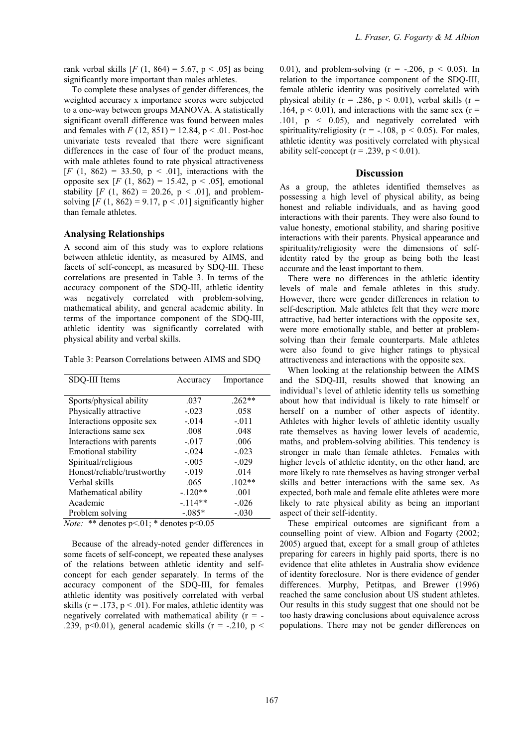rank verbal skills [$F$ (1, 864) = 5.67, $p < .05$] as being significantly more important than males athletes.

To complete these analyses of gender differences, the weighted accuracy x importance scores were subjected to a one-way between groups MANOVA. A statistically significant overall difference was found between males and females with $F$ (12, 851) = 12.84, $p < .01$. Post-hoc univariate tests revealed that there were significant differences in the case of four of the product means, with male athletes found to rate physical attractiveness [$F$ (1, 862) = 33.50, $p < .01$], interactions with the opposite sex [$F$ (1, 862) = 15.42, $p < .05$], emotional stability [$F$ (1, 862) = 20.26, $p < .01$], and problem-solving [$F$ (1, 862) = 9.17, $p < .01$] significantly higher than female athletes.

### Analysing Relationships

A second aim of this study was to explore relations between athletic identity, as measured by AIMS, and facets of self-concept, as measured by SDQ-III. These correlations are presented in Table 3. In terms of the accuracy component of the SDQ-III, athletic identity was negatively correlated with problem-solving, mathematical ability, and general academic ability. In terms of the importance component of the SDQ-III, athletic identity was significantly correlated with physical ability and verbal skills.

Table 3: Pearson Correlations between AIMS and SDQ

| SDQ-III Items | Accuracy | Importance |
|---|---|---|
| Sports/physical ability | .037 | .262** |
| Physically attractive | -.023 | .058 |
| Interactions opposite sex | -.014 | -.011 |
| Interactions same sex | .008 | .048 |
| Interactions with parents | -.017 | .006 |
| Emotional stability | -.024 | -.023 |
| Spiritual/religious | -.005 | -.029 |
| Honest/reliable/trustworthy | -.019 | .014 |
| Verbal skills | .065 | .102** |
| Mathematical ability | -.120** | .001 |
| Academic | -.114** | -.026 |
| Problem solving | -.085* | -.030 |

*Note:* ** denotes p<.01; * denotes p<0.05

Because of the already-noted gender differences in some facets of self-concept, we repeated these analyses of the relations between athletic identity and self-concept for each gender separately. In terms of the accuracy component of the SDQ-III, for females athletic identity was positively correlated with verbal skills ($r = .173$, $p < .01$). For males, athletic identity was negatively correlated with mathematical ability ($r = -.239$, $p<0.01$), general academic skills ($r = -.210$, $p < 0.01$), and problem-solving ($r = -.206$, $p < 0.05$). In relation to the importance component of the SDQ-III, female athletic identity was positively correlated with physical ability ($r = .286$, $p < 0.01$), verbal skills ($r = .164$, $p < 0.01$), and interactions with the same sex ($r = .101$, $p < 0.05$), and negatively correlated with spirituality/religiosity ($r = -.108$, $p < 0.05$). For males, athletic identity was positively correlated with physical ability self-concept ($r = .239$, $p < 0.01$).

## Discussion

As a group, the athletes identified themselves as possessing a high level of physical ability, as being honest and reliable individuals, and as having good interactions with their parents. They were also found to value honesty, emotional stability, and sharing positive interactions with their parents. Physical appearance and spirituality/religiosity were the dimensions of self-identity rated by the group as being both the least accurate and the least important to them.

There were no differences in the athletic identity levels of male and female athletes in this study. However, there were gender differences in relation to self-description. Male athletes felt that they were more attractive, had better interactions with the opposite sex, were more emotionally stable, and better at problem-solving than their female counterparts. Male athletes were also found to give higher ratings to physical attractiveness and interactions with the opposite sex.

When looking at the relationship between the AIMS and the SDQ-III, results showed that knowing an individual's level of athletic identity tells us something about how that individual is likely to rate himself or herself on a number of other aspects of identity. Athletes with higher levels of athletic identity usually rate themselves as having lower levels of academic, maths, and problem-solving abilities. This tendency is stronger in male than female athletes. Females with higher levels of athletic identity, on the other hand, are more likely to rate themselves as having stronger verbal skills and better interactions with the same sex. As expected, both male and female elite athletes were more likely to rate physical ability as being an important aspect of their self-identity.

These empirical outcomes are significant from a counselling point of view. Albion and Fogarty (2002; 2005) argued that, except for a small group of athletes preparing for careers in highly paid sports, there is no evidence that elite athletes in Australia show evidence of identity foreclosure. Nor is there evidence of gender differences. Murphy, Petitpas, and Brewer (1996) reached the same conclusion about US student athletes. Our results in this study suggest that one should not be too hasty drawing conclusions about equivalence across populations. There may not be gender differences on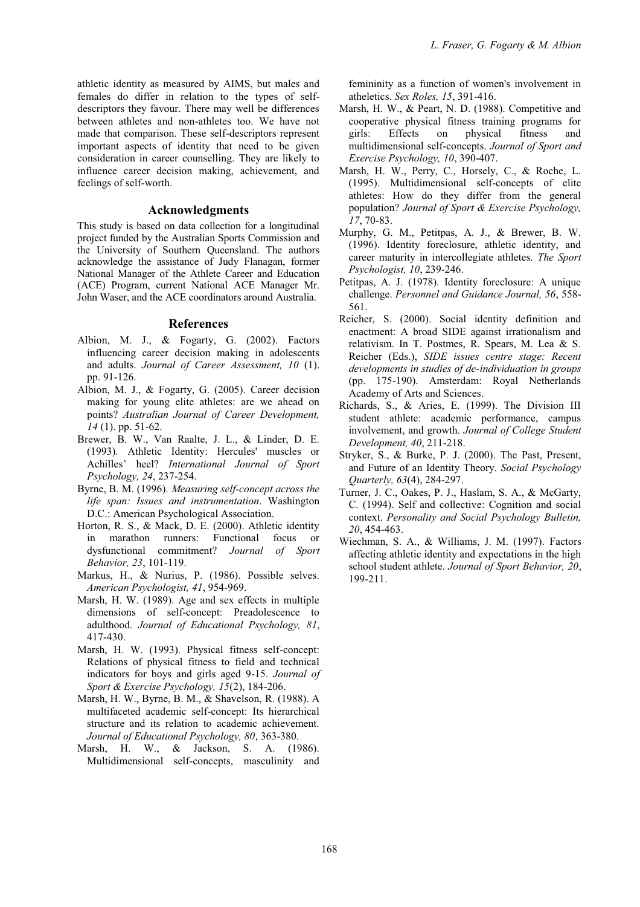athletic identity as measured by AIMS, but males and females do differ in relation to the types of self-descriptors they favour. There may well be differences between athletes and non-athletes too. We have not made that comparison. These self-descriptors represent important aspects of identity that need to be given consideration in career counselling. They are likely to influence career decision making, achievement, and feelings of self-worth.

## Acknowledgments

This study is based on data collection for a longitudinal project funded by the Australian Sports Commission and the University of Southern Queensland. The authors acknowledge the assistance of Judy Flanagan, former National Manager of the Athlete Career and Education (ACE) Program, current National ACE Manager Mr. John Waser, and the ACE coordinators around Australia.

## References

Albion, M. J., & Fogarty, G. (2002). Factors influencing career decision making in adolescents and adults. *Journal of Career Assessment, 10* (1). pp. 91-126.

Albion, M. J., & Fogarty, G. (2005). Career decision making for young elite athletes: are we ahead on points? *Australian Journal of Career Development, 14* (1). pp. 51-62.

Brewer, B. W., Van Raalte, J. L., & Linder, D. E. (1993). Athletic Identity: Hercules' muscles or Achilles' heel? *International Journal of Sport Psychology, 24*, 237-254.

Byrne, B. M. (1996). *Measuring self-concept across the life span: Issues and instrumentation*. Washington D.C.: American Psychological Association.

Horton, R. S., & Mack, D. E. (2000). Athletic identity in marathon runners: Functional focus or dysfunctional commitment? *Journal of Sport Behavior, 23*, 101-119.

Markus, H., & Nurius, P. (1986). Possible selves. *American Psychologist, 41*, 954-969.

Marsh, H. W. (1989). Age and sex effects in multiple dimensions of self-concept: Preadolescence to adulthood. *Journal of Educational Psychology, 81*, 417-430.

Marsh, H. W. (1993). Physical fitness self-concept: Relations of physical fitness to field and technical indicators for boys and girls aged 9-15. *Journal of Sport & Exercise Psychology, 15*(2), 184-206.

Marsh, H. W., Byrne, B. M., & Shavelson, R. (1988). A multifaceted academic self-concept: Its hierarchical structure and its relation to academic achievement. *Journal of Educational Psychology, 80*, 363-380.

Marsh, H. W., & Jackson, S. A. (1986). Multidimensional self-concepts, masculinity and femininity as a function of women's involvement in atheletics. *Sex Roles, 15*, 391-416.

Marsh, H. W., & Peart, N. D. (1988). Competitive and cooperative physical fitness training programs for girls: Effects on physical fitness and multidimensional self-concepts. *Journal of Sport and Exercise Psychology, 10*, 390-407.

Marsh, H. W., Perry, C., Horsely, C., & Roche, L. (1995). Multidimensional self-concepts of elite athletes: How do they differ from the general population? *Journal of Sport & Exercise Psychology, 17*, 70-83.

Murphy, G. M., Petitpas, A. J., & Brewer, B. W. (1996). Identity foreclosure, athletic identity, and career maturity in intercollegiate athletes. *The Sport Psychologist, 10*, 239-246.

Petitpas, A. J. (1978). Identity foreclosure: A unique challenge. *Personnel and Guidance Journal, 56*, 558-561.

Reicher, S. (2000). Social identity definition and enactment: A broad SIDE against irrationalism and relativism. In T. Postmes, R. Spears, M. Lea & S. Reicher (Eds.), *SIDE issues centre stage: Recent developments in studies of de-individuation in groups* (pp. 175-190). Amsterdam: Royal Netherlands Academy of Arts and Sciences.

Richards, S., & Aries, E. (1999). The Division III student athlete: academic performance, campus involvement, and growth. *Journal of College Student Development, 40*, 211-218.

Stryker, S., & Burke, P. J. (2000). The Past, Present, and Future of an Identity Theory. *Social Psychology Quarterly, 63*(4), 284-297.

Turner, J. C., Oakes, P. J., Haslam, S. A., & McGarty, C. (1994). Self and collective: Cognition and social context. *Personality and Social Psychology Bulletin, 20*, 454-463.

Wiechman, S. A., & Williams, J. M. (1997). Factors affecting athletic identity and expectations in the high school student athlete. *Journal of Sport Behavior, 20*, 199-211.